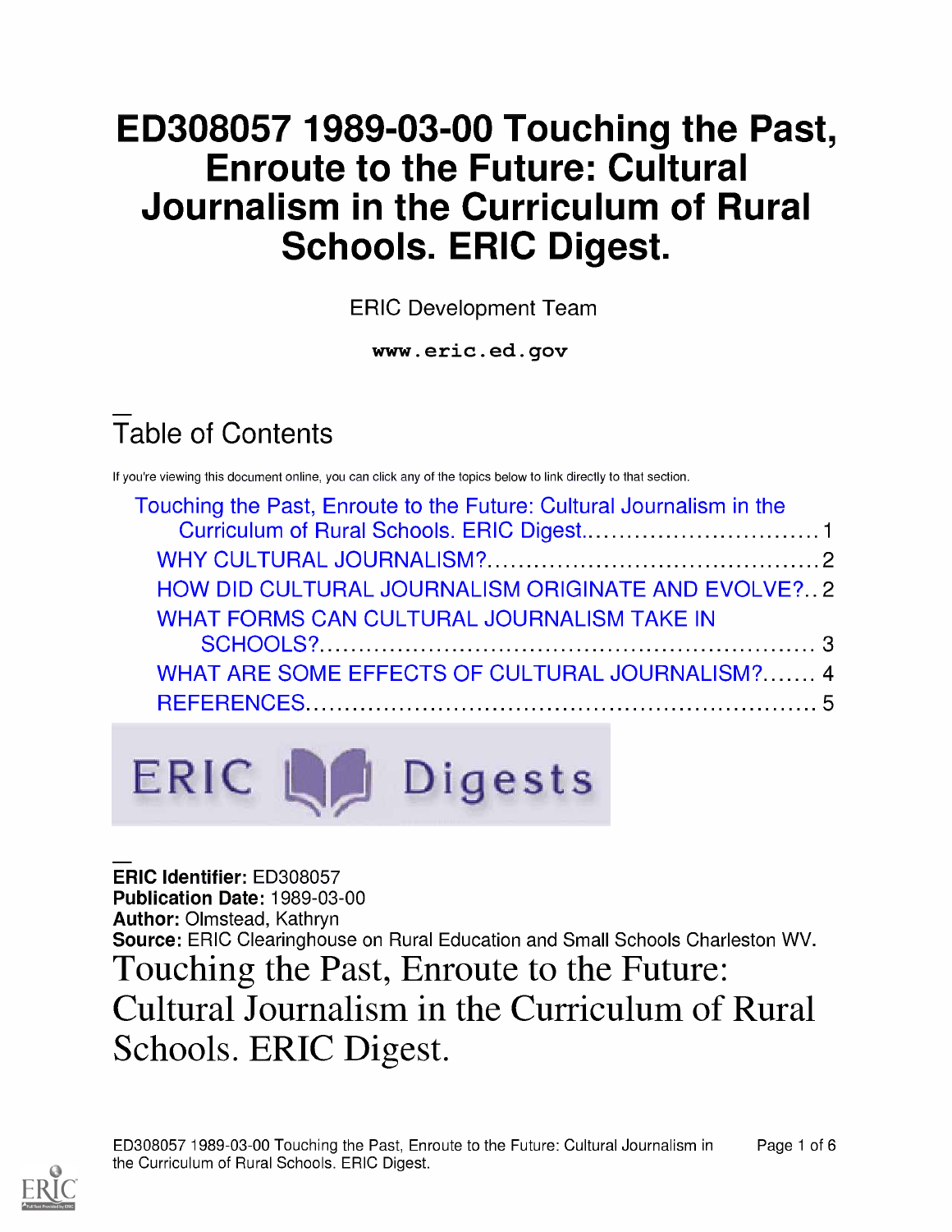# ED308057 1989-03-00 Touching the Past, Enroute to the Future: Cultural Journalism in the Curriculum of Rural Schools. ERIC Digest.

ERIC Development Team

**www.eric.ed.gov**

## Table of Contents

If you're viewing this document online, you can click any of the topics below to link directly to that section.

- Touching the Past, Enroute to the Future: Cultural Journalism in the Curriculum of Rural Schools. ERIC Digest.......... 1
  - WHY CULTURAL JOURNALISM?.......... 2
  - HOW DID CULTURAL JOURNALISM ORIGINATE AND EVOLVE?.. 2
  - WHAT FORMS CAN CULTURAL JOURNALISM TAKE IN SCHOOLS?.......... 3
  - WHAT ARE SOME EFFECTS OF CULTURAL JOURNALISM?....... 4
  - REFERENCES.......... 5

ERIC Digests

**ERIC Identifier:** ED308057
**Publication Date:** 1989-03-00
**Author:** Olmstead, Kathryn
**Source:** ERIC Clearinghouse on Rural Education and Small Schools Charleston WV.

# Touching the Past, Enroute to the Future: Cultural Journalism in the Curriculum of Rural Schools. ERIC Digest.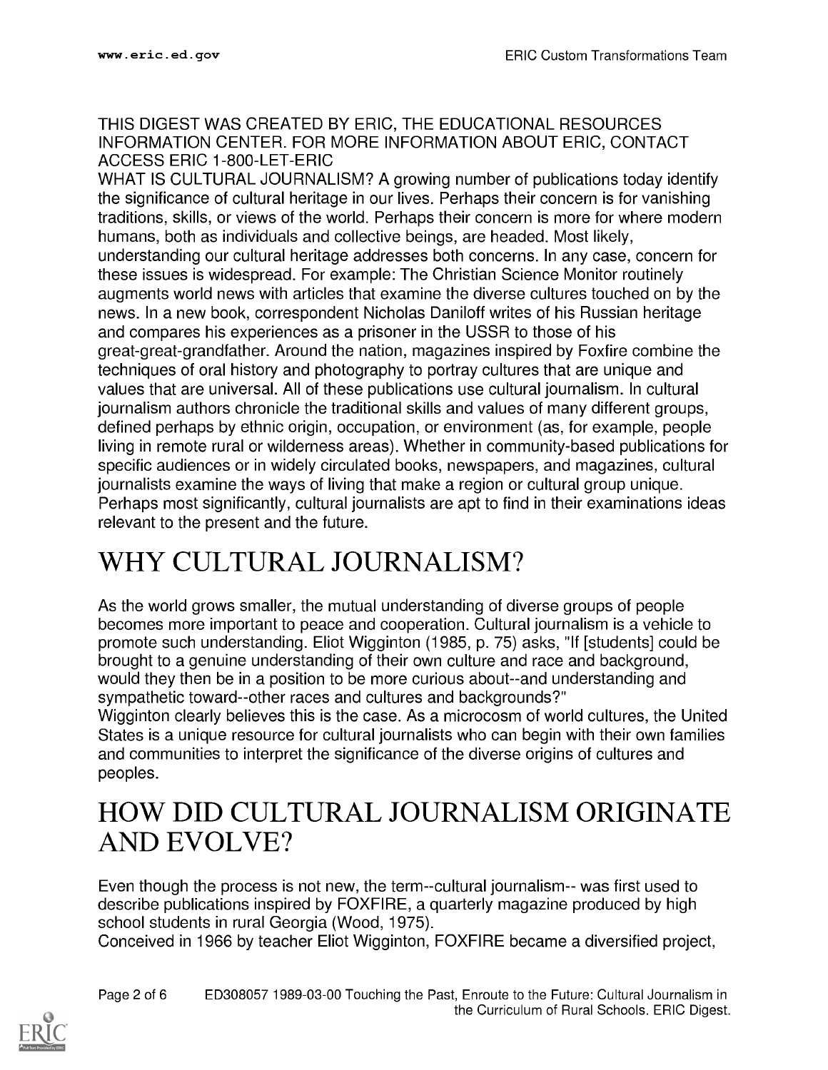THIS DIGEST WAS CREATED BY ERIC, THE EDUCATIONAL RESOURCES INFORMATION CENTER. FOR MORE INFORMATION ABOUT ERIC, CONTACT ACCESS ERIC 1-800-LET-ERIC

WHAT IS CULTURAL JOURNALISM? A growing number of publications today identify the significance of cultural heritage in our lives. Perhaps their concern is for vanishing traditions, skills, or views of the world. Perhaps their concern is more for where modern humans, both as individuals and collective beings, are headed. Most likely, understanding our cultural heritage addresses both concerns. In any case, concern for these issues is widespread. For example: The Christian Science Monitor routinely augments world news with articles that examine the diverse cultures touched on by the news. In a new book, correspondent Nicholas Daniloff writes of his Russian heritage and compares his experiences as a prisoner in the USSR to those of his great-great-grandfather. Around the nation, magazines inspired by Foxfire combine the techniques of oral history and photography to portray cultures that are unique and values that are universal. All of these publications use cultural journalism. In cultural journalism authors chronicle the traditional skills and values of many different groups, defined perhaps by ethnic origin, occupation, or environment (as, for example, people living in remote rural or wilderness areas). Whether in community-based publications for specific audiences or in widely circulated books, newspapers, and magazines, cultural journalists examine the ways of living that make a region or cultural group unique. Perhaps most significantly, cultural journalists are apt to find in their examinations ideas relevant to the present and the future.

# WHY CULTURAL JOURNALISM?

As the world grows smaller, the mutual understanding of diverse groups of people becomes more important to peace and cooperation. Cultural journalism is a vehicle to promote such understanding. Eliot Wigginton (1985, p. 75) asks, "If [students] could be brought to a genuine understanding of their own culture and race and background, would they then be in a position to be more curious about--and understanding and sympathetic toward--other races and cultures and backgrounds?"

Wigginton clearly believes this is the case. As a microcosm of world cultures, the United States is a unique resource for cultural journalists who can begin with their own families and communities to interpret the significance of the diverse origins of cultures and peoples.

# HOW DID CULTURAL JOURNALISM ORIGINATE AND EVOLVE?

Even though the process is not new, the term--cultural journalism-- was first used to describe publications inspired by FOXFIRE, a quarterly magazine produced by high school students in rural Georgia (Wood, 1975).

Conceived in 1966 by teacher Eliot Wigginton, FOXFIRE became a diversified project,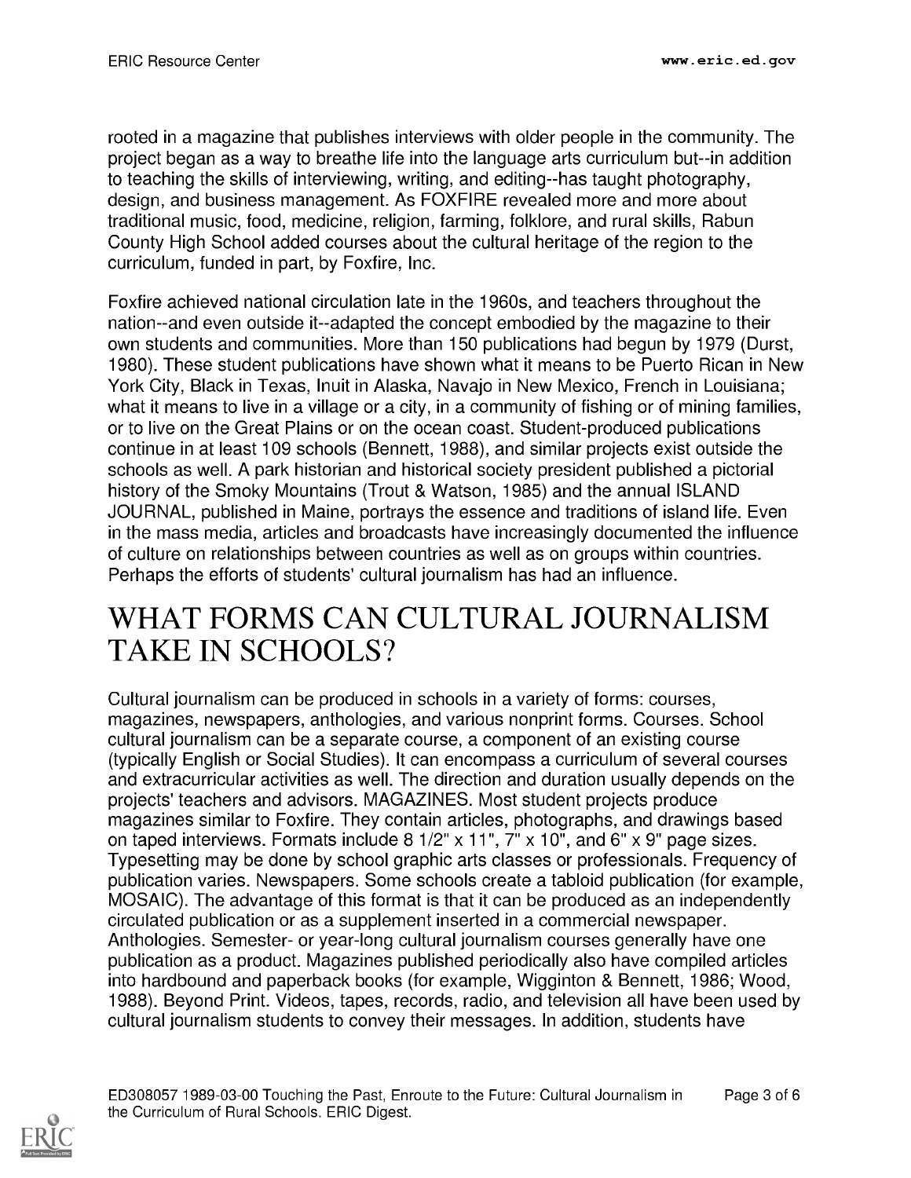rooted in a magazine that publishes interviews with older people in the community. The project began as a way to breathe life into the language arts curriculum but--in addition to teaching the skills of interviewing, writing, and editing--has taught photography, design, and business management. As FOXFIRE revealed more and more about traditional music, food, medicine, religion, farming, folklore, and rural skills, Rabun County High School added courses about the cultural heritage of the region to the curriculum, funded in part, by Foxfire, Inc.

Foxfire achieved national circulation late in the 1960s, and teachers throughout the nation--and even outside it--adapted the concept embodied by the magazine to their own students and communities. More than 150 publications had begun by 1979 (Durst, 1980). These student publications have shown what it means to be Puerto Rican in New York City, Black in Texas, Inuit in Alaska, Navajo in New Mexico, French in Louisiana; what it means to live in a village or a city, in a community of fishing or of mining families, or to live on the Great Plains or on the ocean coast. Student-produced publications continue in at least 109 schools (Bennett, 1988), and similar projects exist outside the schools as well. A park historian and historical society president published a pictorial history of the Smoky Mountains (Trout & Watson, 1985) and the annual ISLAND JOURNAL, published in Maine, portrays the essence and traditions of island life. Even in the mass media, articles and broadcasts have increasingly documented the influence of culture on relationships between countries as well as on groups within countries. Perhaps the efforts of students' cultural journalism has had an influence.

# WHAT FORMS CAN CULTURAL JOURNALISM TAKE IN SCHOOLS?

Cultural journalism can be produced in schools in a variety of forms: courses, magazines, newspapers, anthologies, and various nonprint forms. Courses. School cultural journalism can be a separate course, a component of an existing course (typically English or Social Studies). It can encompass a curriculum of several courses and extracurricular activities as well. The direction and duration usually depends on the projects' teachers and advisors. MAGAZINES. Most student projects produce magazines similar to Foxfire. They contain articles, photographs, and drawings based on taped interviews. Formats include 8 1/2" x 11", 7" x 10", and 6" x 9" page sizes. Typesetting may be done by school graphic arts classes or professionals. Frequency of publication varies. Newspapers. Some schools create a tabloid publication (for example, MOSAIC). The advantage of this format is that it can be produced as an independently circulated publication or as a supplement inserted in a commercial newspaper. Anthologies. Semester- or year-long cultural journalism courses generally have one publication as a product. Magazines published periodically also have compiled articles into hardbound and paperback books (for example, Wigginton & Bennett, 1986; Wood, 1988). Beyond Print. Videos, tapes, records, radio, and television all have been used by cultural journalism students to convey their messages. In addition, students have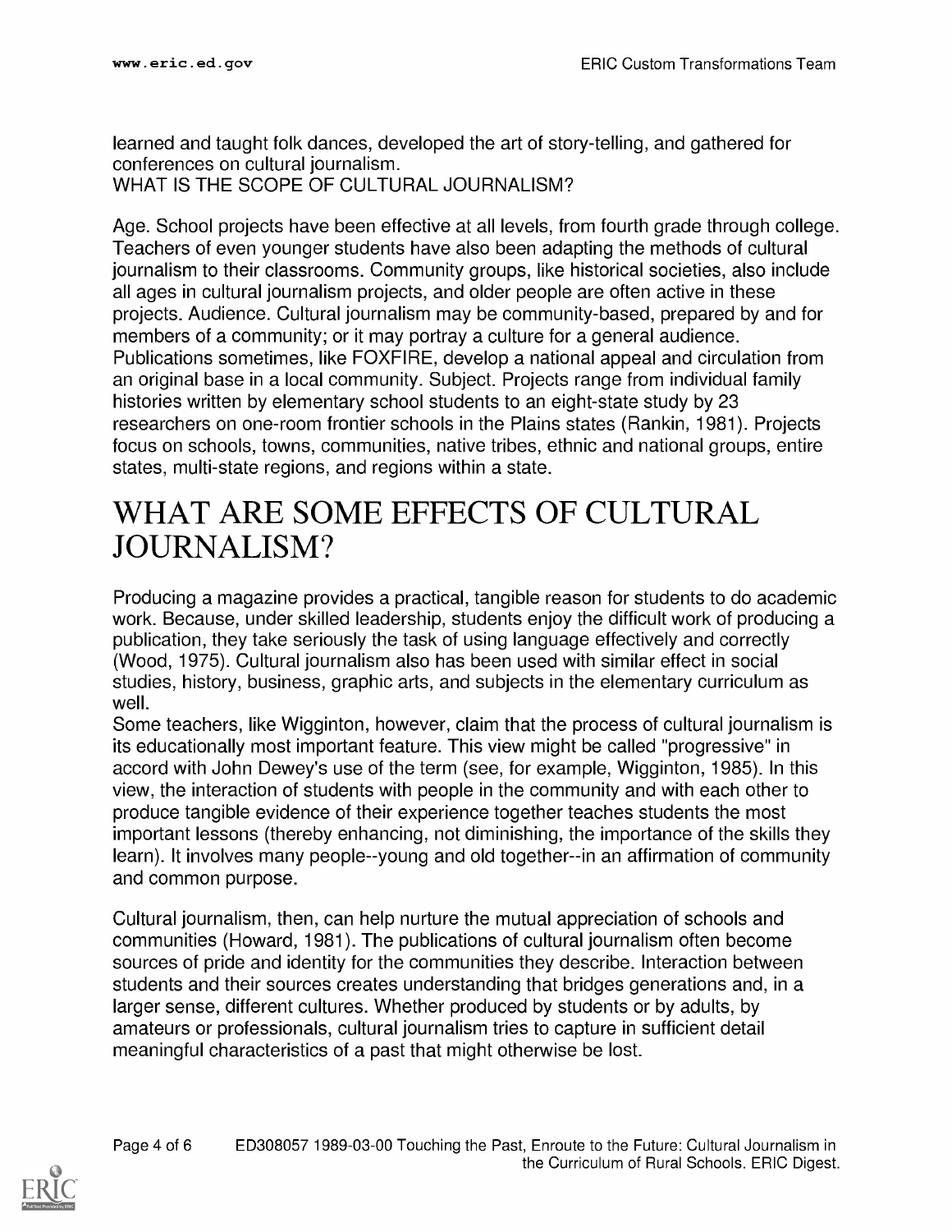learned and taught folk dances, developed the art of story-telling, and gathered for conferences on cultural journalism.

WHAT IS THE SCOPE OF CULTURAL JOURNALISM?

Age. School projects have been effective at all levels, from fourth grade through college. Teachers of even younger students have also been adapting the methods of cultural journalism to their classrooms. Community groups, like historical societies, also include all ages in cultural journalism projects, and older people are often active in these projects. Audience. Cultural journalism may be community-based, prepared by and for members of a community; or it may portray a culture for a general audience. Publications sometimes, like FOXFIRE, develop a national appeal and circulation from an original base in a local community. Subject. Projects range from individual family histories written by elementary school students to an eight-state study by 23 researchers on one-room frontier schools in the Plains states (Rankin, 1981). Projects focus on schools, towns, communities, native tribes, ethnic and national groups, entire states, multi-state regions, and regions within a state.

# WHAT ARE SOME EFFECTS OF CULTURAL JOURNALISM?

Producing a magazine provides a practical, tangible reason for students to do academic work. Because, under skilled leadership, students enjoy the difficult work of producing a publication, they take seriously the task of using language effectively and correctly (Wood, 1975). Cultural journalism also has been used with similar effect in social studies, history, business, graphic arts, and subjects in the elementary curriculum as well.

Some teachers, like Wigginton, however, claim that the process of cultural journalism is its educationally most important feature. This view might be called "progressive" in accord with John Dewey's use of the term (see, for example, Wigginton, 1985). In this view, the interaction of students with people in the community and with each other to produce tangible evidence of their experience together teaches students the most important lessons (thereby enhancing, not diminishing, the importance of the skills they learn). It involves many people--young and old together--in an affirmation of community and common purpose.

Cultural journalism, then, can help nurture the mutual appreciation of schools and communities (Howard, 1981). The publications of cultural journalism often become sources of pride and identity for the communities they describe. Interaction between students and their sources creates understanding that bridges generations and, in a larger sense, different cultures. Whether produced by students or by adults, by amateurs or professionals, cultural journalism tries to capture in sufficient detail meaningful characteristics of a past that might otherwise be lost.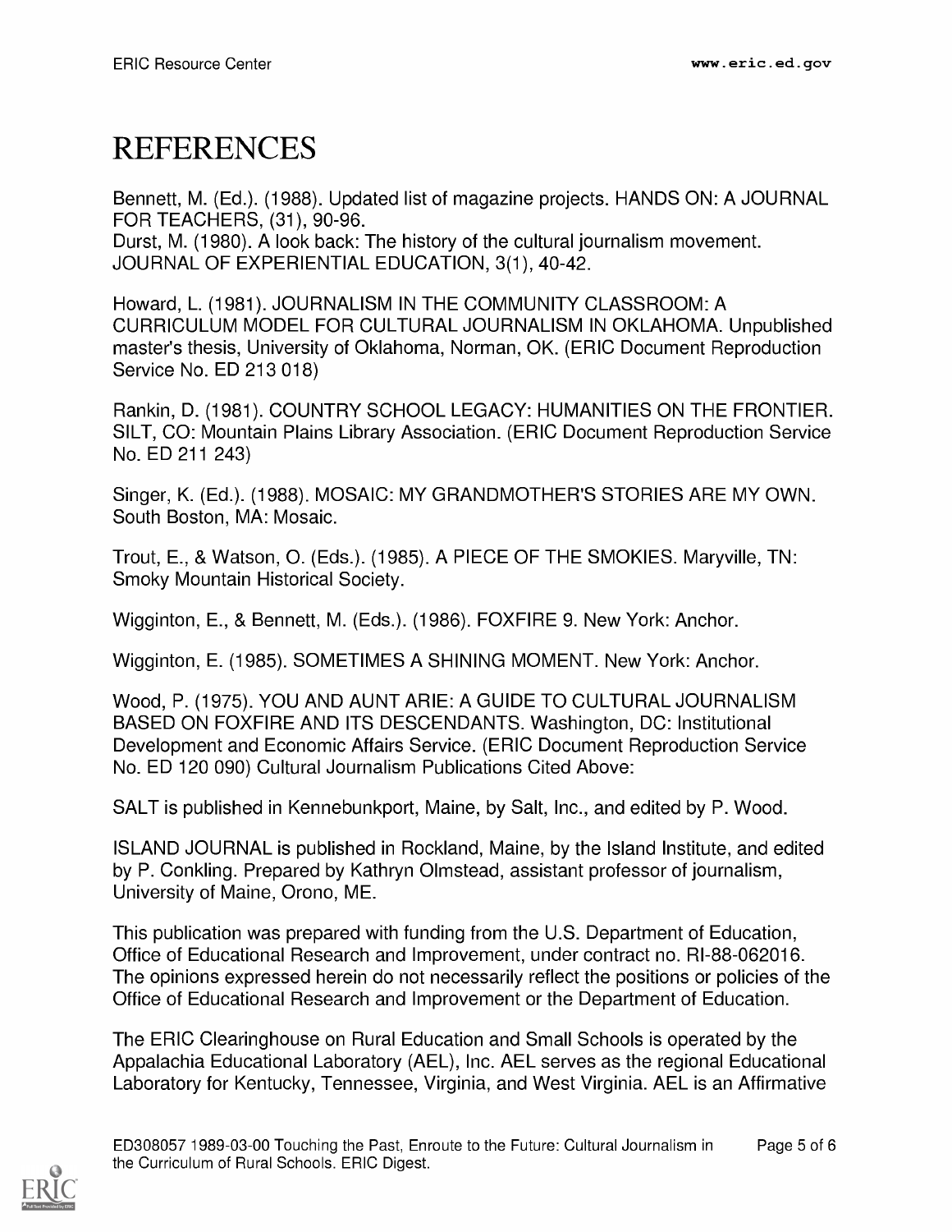# REFERENCES

Bennett, M. (Ed.). (1988). Updated list of magazine projects. HANDS ON: A JOURNAL FOR TEACHERS, (31), 90-96.
Durst, M. (1980). A look back: The history of the cultural journalism movement. JOURNAL OF EXPERIENTIAL EDUCATION, 3(1), 40-42.

Howard, L. (1981). JOURNALISM IN THE COMMUNITY CLASSROOM: A CURRICULUM MODEL FOR CULTURAL JOURNALISM IN OKLAHOMA. Unpublished master's thesis, University of Oklahoma, Norman, OK. (ERIC Document Reproduction Service No. ED 213 018)

Rankin, D. (1981). COUNTRY SCHOOL LEGACY: HUMANITIES ON THE FRONTIER. SILT, CO: Mountain Plains Library Association. (ERIC Document Reproduction Service No. ED 211 243)

Singer, K. (Ed.). (1988). MOSAIC: MY GRANDMOTHER'S STORIES ARE MY OWN. South Boston, MA: Mosaic.

Trout, E., & Watson, O. (Eds.). (1985). A PIECE OF THE SMOKIES. Maryville, TN: Smoky Mountain Historical Society.

Wigginton, E., & Bennett, M. (Eds.). (1986). FOXFIRE 9. New York: Anchor.

Wigginton, E. (1985). SOMETIMES A SHINING MOMENT. New York: Anchor.

Wood, P. (1975). YOU AND AUNT ARIE: A GUIDE TO CULTURAL JOURNALISM BASED ON FOXFIRE AND ITS DESCENDANTS. Washington, DC: Institutional Development and Economic Affairs Service. (ERIC Document Reproduction Service No. ED 120 090) Cultural Journalism Publications Cited Above:

SALT is published in Kennebunkport, Maine, by Salt, Inc., and edited by P. Wood.

ISLAND JOURNAL is published in Rockland, Maine, by the Island Institute, and edited by P. Conkling. Prepared by Kathryn Olmstead, assistant professor of journalism, University of Maine, Orono, ME.

This publication was prepared with funding from the U.S. Department of Education, Office of Educational Research and Improvement, under contract no. RI-88-062016. The opinions expressed herein do not necessarily reflect the positions or policies of the Office of Educational Research and Improvement or the Department of Education.

The ERIC Clearinghouse on Rural Education and Small Schools is operated by the Appalachia Educational Laboratory (AEL), Inc. AEL serves as the regional Educational Laboratory for Kentucky, Tennessee, Virginia, and West Virginia. AEL is an Affirmative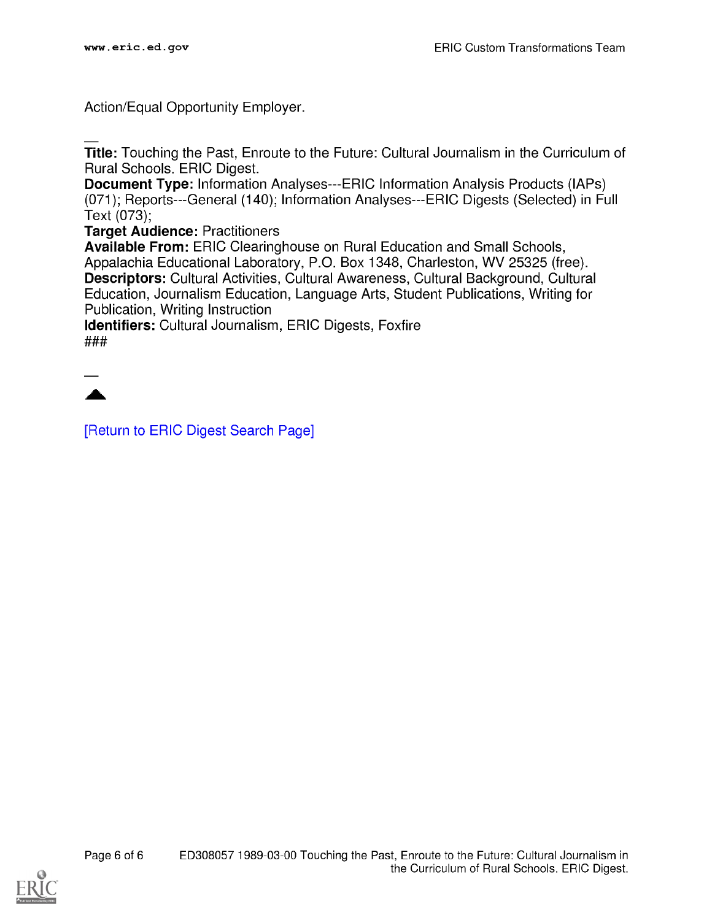Action/Equal Opportunity Employer.

---

**Title:** Touching the Past, Enroute to the Future: Cultural Journalism in the Curriculum of Rural Schools. ERIC Digest.
**Document Type:** Information Analyses---ERIC Information Analysis Products (IAPs) (071); Reports---General (140); Information Analyses---ERIC Digests (Selected) in Full Text (073);
**Target Audience:** Practitioners
**Available From:** ERIC Clearinghouse on Rural Education and Small Schools, Appalachia Educational Laboratory, P.O. Box 1348, Charleston, WV 25325 (free).
**Descriptors:** Cultural Activities, Cultural Awareness, Cultural Background, Cultural Education, Journalism Education, Language Arts, Student Publications, Writing for Publication, Writing Instruction
**Identifiers:** Cultural Journalism, ERIC Digests, Foxfire
###

---

[Return to ERIC Digest Search Page]